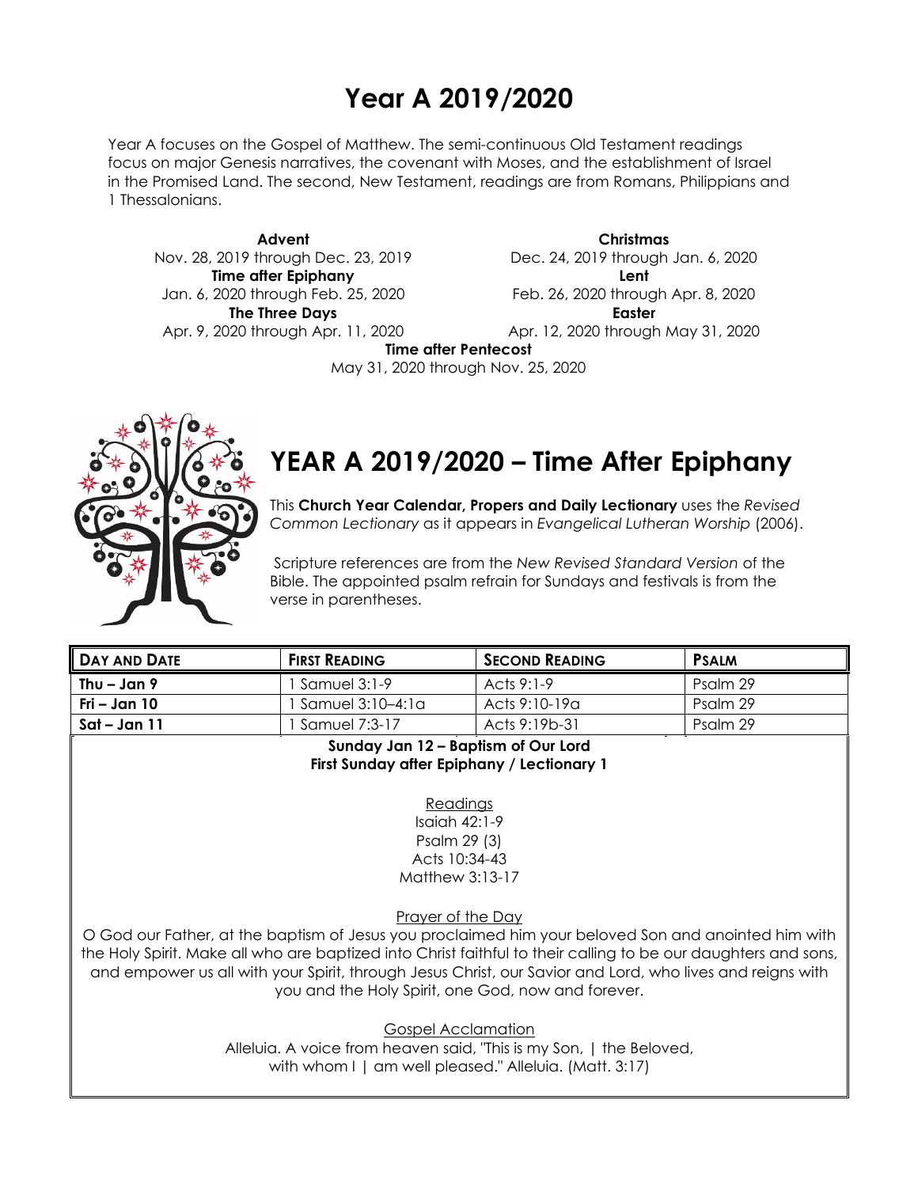# Year A 2019/2020

Year A focuses on the Gospel of Matthew. The semi-continuous Old Testament readings focus on major Genesis narratives, the covenant with Moses, and the establishment of Israel in the Promised Land. The second, New Testament, readings are from Romans, Philippians and 1 Thessalonians.

**Advent**
Nov. 28, 2019 through Dec. 23, 2019

**Christmas**
Dec. 24, 2019 through Jan. 6, 2020

**Time after Epiphany**
Jan. 6, 2020 through Feb. 25, 2020

**Lent**
Feb. 26, 2020 through Apr. 8, 2020

**The Three Days**
Apr. 9, 2020 through Apr. 11, 2020

**Easter**
Apr. 12, 2020 through May 31, 2020

**Time after Pentecost**
May 31, 2020 through Nov. 25, 2020

## YEAR A 2019/2020 – Time After Epiphany

This **Church Year Calendar, Propers and Daily Lectionary** uses the *Revised Common Lectionary* as it appears in *Evangelical Lutheran Worship* (2006).

Scripture references are from the *New Revised Standard Version* of the Bible. The appointed psalm refrain for Sundays and festivals is from the verse in parentheses.

| Day and Date | First Reading | Second Reading | Psalm |
|---|---|---|---|
| **Thu – Jan 9** | 1 Samuel 3:1-9 | Acts 9:1-9 | Psalm 29 |
| **Fri – Jan 10** | 1 Samuel 3:10–4:1a | Acts 9:10-19a | Psalm 29 |
| **Sat – Jan 11** | 1 Samuel 7:3-17 | Acts 9:19b-31 | Psalm 29 |

**Sunday Jan 12 – Baptism of Our Lord**
**First Sunday after Epiphany / Lectionary 1**

Readings
Isaiah 42:1-9
Psalm 29 (3)
Acts 10:34-43
Matthew 3:13-17

Prayer of the Day
O God our Father, at the baptism of Jesus you proclaimed him your beloved Son and anointed him with the Holy Spirit. Make all who are baptized into Christ faithful to their calling to be our daughters and sons, and empower us all with your Spirit, through Jesus Christ, our Savior and Lord, who lives and reigns with you and the Holy Spirit, one God, now and forever.

Gospel Acclamation
Alleluia. A voice from heaven said, "This is my Son, | the Beloved,
with whom I | am well pleased." Alleluia. (Matt. 3:17)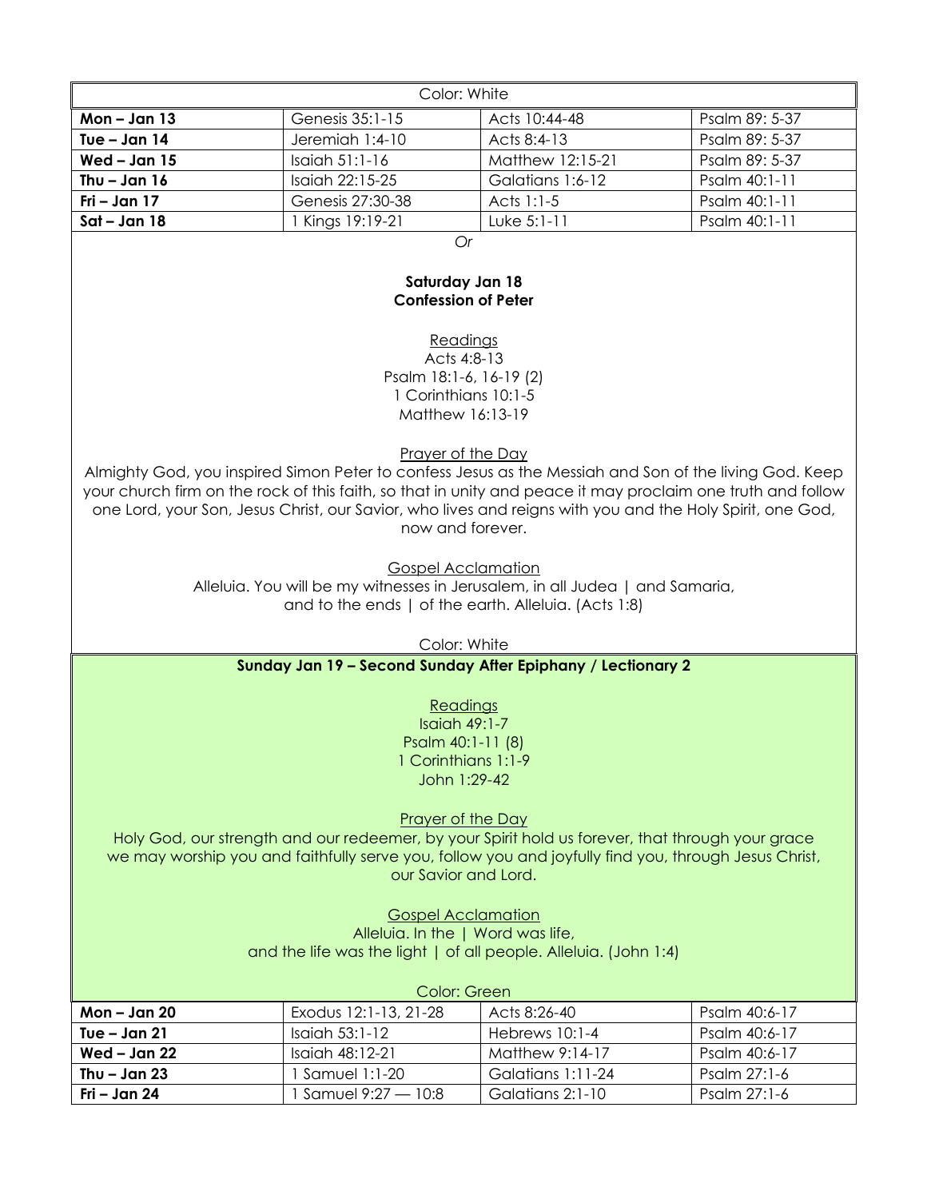Color: White

| | | | |
|---|---|---|---|
| **Mon – Jan 13** | Genesis 35:1-15 | Acts 10:44-48 | Psalm 89: 5-37 |
| **Tue – Jan 14** | Jeremiah 1:4-10 | Acts 8:4-13 | Psalm 89: 5-37 |
| **Wed – Jan 15** | Isaiah 51:1-16 | Matthew 12:15-21 | Psalm 89: 5-37 |
| **Thu – Jan 16** | Isaiah 22:15-25 | Galatians 1:6-12 | Psalm 40:1-11 |
| **Fri – Jan 17** | Genesis 27:30-38 | Acts 1:1-5 | Psalm 40:1-11 |
| **Sat – Jan 18** | 1 Kings 19:19-21 | Luke 5:1-11 | Psalm 40:1-11 |

*Or*

**Saturday Jan 18**
**Confession of Peter**

Readings
Acts 4:8-13
Psalm 18:1-6, 16-19 (2)
1 Corinthians 10:1-5
Matthew 16:13-19

Prayer of the Day
Almighty God, you inspired Simon Peter to confess Jesus as the Messiah and Son of the living God. Keep your church firm on the rock of this faith, so that in unity and peace it may proclaim one truth and follow one Lord, your Son, Jesus Christ, our Savior, who lives and reigns with you and the Holy Spirit, one God, now and forever.

Gospel Acclamation
Alleluia. You will be my witnesses in Jerusalem, in all Judea | and Samaria,
and to the ends | of the earth. Alleluia. (Acts 1:8)

Color: White

**Sunday Jan 19 – Second Sunday After Epiphany / Lectionary 2**

Readings
Isaiah 49:1-7
Psalm 40:1-11 (8)
1 Corinthians 1:1-9
John 1:29-42

Prayer of the Day
Holy God, our strength and our redeemer, by your Spirit hold us forever, that through your grace we may worship you and faithfully serve you, follow you and joyfully find you, through Jesus Christ, our Savior and Lord.

Gospel Acclamation
Alleluia. In the | Word was life,
and the life was the light | of all people. Alleluia. (John 1:4)

Color: Green

| | | | |
|---|---|---|---|
| **Mon – Jan 20** | Exodus 12:1-13, 21-28 | Acts 8:26-40 | Psalm 40:6-17 |
| **Tue – Jan 21** | Isaiah 53:1-12 | Hebrews 10:1-4 | Psalm 40:6-17 |
| **Wed – Jan 22** | Isaiah 48:12-21 | Matthew 9:14-17 | Psalm 40:6-17 |
| **Thu – Jan 23** | 1 Samuel 1:1-20 | Galatians 1:11-24 | Psalm 27:1-6 |
| **Fri – Jan 24** | 1 Samuel 9:27 — 10:8 | Galatians 2:1-10 | Psalm 27:1-6 |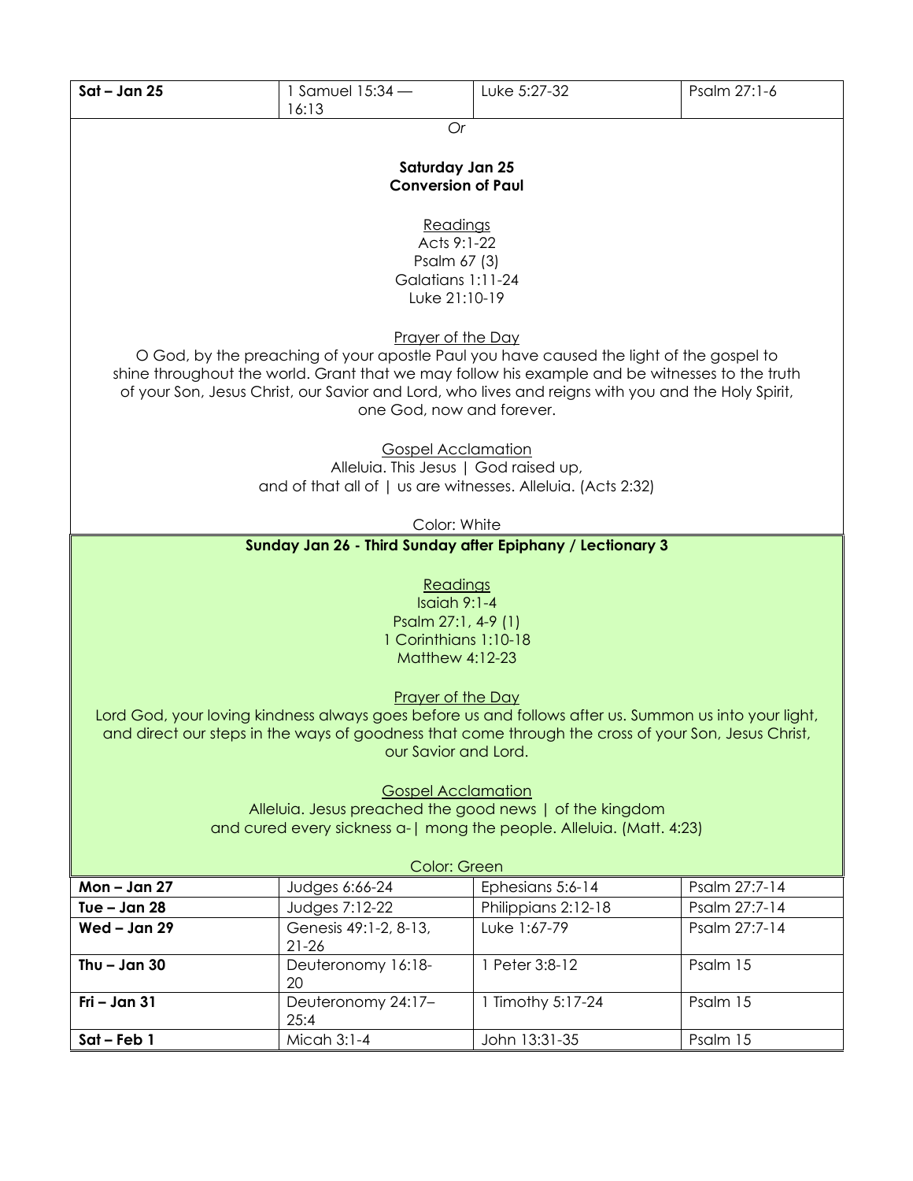| | | | |
|---|---|---|---|
| **Sat – Jan 25** | 1 Samuel 15:34 — 16:13 | Luke 5:27-32 | Psalm 27:1-6 |

*Or*

**Saturday Jan 25**
**Conversion of Paul**

Readings
Acts 9:1-22
Psalm 67 (3)
Galatians 1:11-24
Luke 21:10-19

Prayer of the Day
O God, by the preaching of your apostle Paul you have caused the light of the gospel to shine throughout the world. Grant that we may follow his example and be witnesses to the truth of your Son, Jesus Christ, our Savior and Lord, who lives and reigns with you and the Holy Spirit, one God, now and forever.

Gospel Acclamation
Alleluia. This Jesus | God raised up,
and of that all of | us are witnesses. Alleluia. (Acts 2:32)

Color: White

**Sunday Jan 26 - Third Sunday after Epiphany / Lectionary 3**

Readings
Isaiah 9:1-4
Psalm 27:1, 4-9 (1)
1 Corinthians 1:10-18
Matthew 4:12-23

Prayer of the Day
Lord God, your loving kindness always goes before us and follows after us. Summon us into your light, and direct our steps in the ways of goodness that come through the cross of your Son, Jesus Christ, our Savior and Lord.

Gospel Acclamation
Alleluia. Jesus preached the good news | of the kingdom
and cured every sickness a-| mong the people. Alleluia. (Matt. 4:23)

Color: Green

| | | | |
|---|---|---|---|
| **Mon – Jan 27** | Judges 6:66-24 | Ephesians 5:6-14 | Psalm 27:7-14 |
| **Tue – Jan 28** | Judges 7:12-22 | Philippians 2:12-18 | Psalm 27:7-14 |
| **Wed – Jan 29** | Genesis 49:1-2, 8-13, 21-26 | Luke 1:67-79 | Psalm 27:7-14 |
| **Thu – Jan 30** | Deuteronomy 16:18-20 | 1 Peter 3:8-12 | Psalm 15 |
| **Fri – Jan 31** | Deuteronomy 24:17–25:4 | 1 Timothy 5:17-24 | Psalm 15 |
| **Sat – Feb 1** | Micah 3:1-4 | John 13:31-35 | Psalm 15 |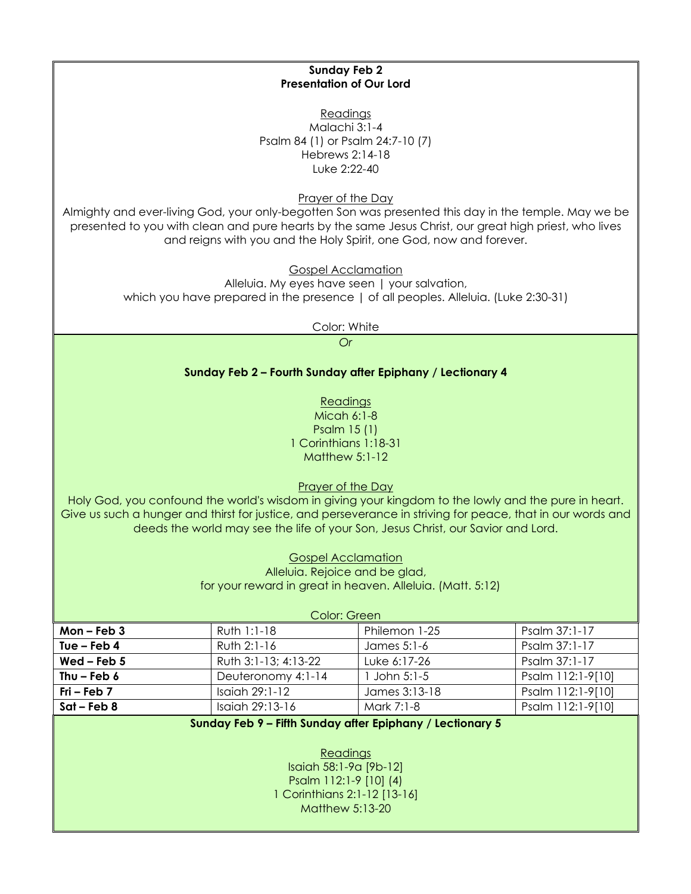**Sunday Feb 2**
**Presentation of Our Lord**

Readings
Malachi 3:1-4
Psalm 84 (1) or Psalm 24:7-10 (7)
Hebrews 2:14-18
Luke 2:22-40

Prayer of the Day
Almighty and ever-living God, your only-begotten Son was presented this day in the temple. May we be presented to you with clean and pure hearts by the same Jesus Christ, our great high priest, who lives and reigns with you and the Holy Spirit, one God, now and forever.

Gospel Acclamation
Alleluia. My eyes have seen | your salvation,
which you have prepared in the presence | of all peoples. Alleluia. (Luke 2:30-31)

Color: White

*Or*

**Sunday Feb 2 – Fourth Sunday after Epiphany / Lectionary 4**

Readings
Micah 6:1-8
Psalm 15 (1)
1 Corinthians 1:18-31
Matthew 5:1-12

Prayer of the Day
Holy God, you confound the world's wisdom in giving your kingdom to the lowly and the pure in heart. Give us such a hunger and thirst for justice, and perseverance in striving for peace, that in our words and deeds the world may see the life of your Son, Jesus Christ, our Savior and Lord.

Gospel Acclamation
Alleluia. Rejoice and be glad,
for your reward in great in heaven. Alleluia. (Matt. 5:12)

Color: Green

| | | | |
|---|---|---|---|
| **Mon – Feb 3** | Ruth 1:1-18 | Philemon 1-25 | Psalm 37:1-17 |
| **Tue – Feb 4** | Ruth 2:1-16 | James 5:1-6 | Psalm 37:1-17 |
| **Wed – Feb 5** | Ruth 3:1-13; 4:13-22 | Luke 6:17-26 | Psalm 37:1-17 |
| **Thu – Feb 6** | Deuteronomy 4:1-14 | 1 John 5:1-5 | Psalm 112:1-9[10] |
| **Fri – Feb 7** | Isaiah 29:1-12 | James 3:13-18 | Psalm 112:1-9[10] |
| **Sat – Feb 8** | Isaiah 29:13-16 | Mark 7:1-8 | Psalm 112:1-9[10] |

**Sunday Feb 9 – Fifth Sunday after Epiphany / Lectionary 5**

Readings
Isaiah 58:1-9a [9b-12]
Psalm 112:1-9 [10] (4)
1 Corinthians 2:1-12 [13-16]
Matthew 5:13-20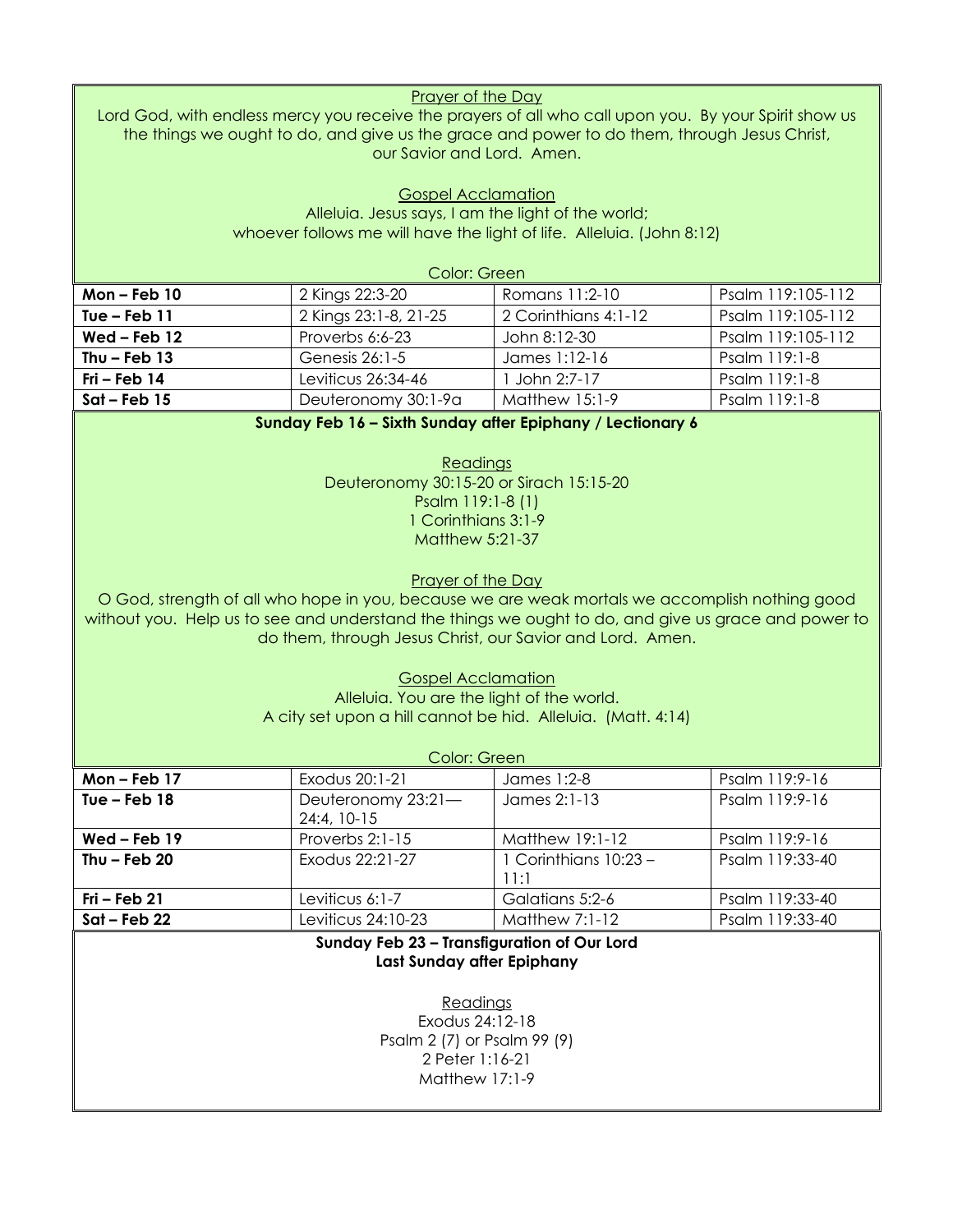Prayer of the Day

Lord God, with endless mercy you receive the prayers of all who call upon you. By your Spirit show us the things we ought to do, and give us the grace and power to do them, through Jesus Christ, our Savior and Lord. Amen.

Gospel Acclamation

Alleluia. Jesus says, I am the light of the world;
whoever follows me will have the light of life. Alleluia. (John 8:12)

Color: Green

| | | | |
|---|---|---|---|
| **Mon – Feb 10** | 2 Kings 22:3-20 | Romans 11:2-10 | Psalm 119:105-112 |
| **Tue – Feb 11** | 2 Kings 23:1-8, 21-25 | 2 Corinthians 4:1-12 | Psalm 119:105-112 |
| **Wed – Feb 12** | Proverbs 6:6-23 | John 8:12-30 | Psalm 119:105-112 |
| **Thu – Feb 13** | Genesis 26:1-5 | James 1:12-16 | Psalm 119:1-8 |
| **Fri – Feb 14** | Leviticus 26:34-46 | 1 John 2:7-17 | Psalm 119:1-8 |
| **Sat – Feb 15** | Deuteronomy 30:1-9a | Matthew 15:1-9 | Psalm 119:1-8 |

**Sunday Feb 16 – Sixth Sunday after Epiphany / Lectionary 6**

Readings

Deuteronomy 30:15-20 or Sirach 15:15-20
Psalm 119:1-8 (1)
1 Corinthians 3:1-9
Matthew 5:21-37

Prayer of the Day

O God, strength of all who hope in you, because we are weak mortals we accomplish nothing good without you. Help us to see and understand the things we ought to do, and give us grace and power to do them, through Jesus Christ, our Savior and Lord. Amen.

Gospel Acclamation

Alleluia. You are the light of the world.
A city set upon a hill cannot be hid. Alleluia. (Matt. 4:14)

Color: Green

| | | | |
|---|---|---|---|
| **Mon – Feb 17** | Exodus 20:1-21 | James 1:2-8 | Psalm 119:9-16 |
| **Tue – Feb 18** | Deuteronomy 23:21—24:4, 10-15 | James 2:1-13 | Psalm 119:9-16 |
| **Wed – Feb 19** | Proverbs 2:1-15 | Matthew 19:1-12 | Psalm 119:9-16 |
| **Thu – Feb 20** | Exodus 22:21-27 | 1 Corinthians 10:23 – 11:1 | Psalm 119:33-40 |
| **Fri – Feb 21** | Leviticus 6:1-7 | Galatians 5:2-6 | Psalm 119:33-40 |
| **Sat – Feb 22** | Leviticus 24:10-23 | Matthew 7:1-12 | Psalm 119:33-40 |

**Sunday Feb 23 – Transfiguration of Our Lord**
**Last Sunday after Epiphany**

Readings

Exodus 24:12-18
Psalm 2 (7) or Psalm 99 (9)
2 Peter 1:16-21
Matthew 17:1-9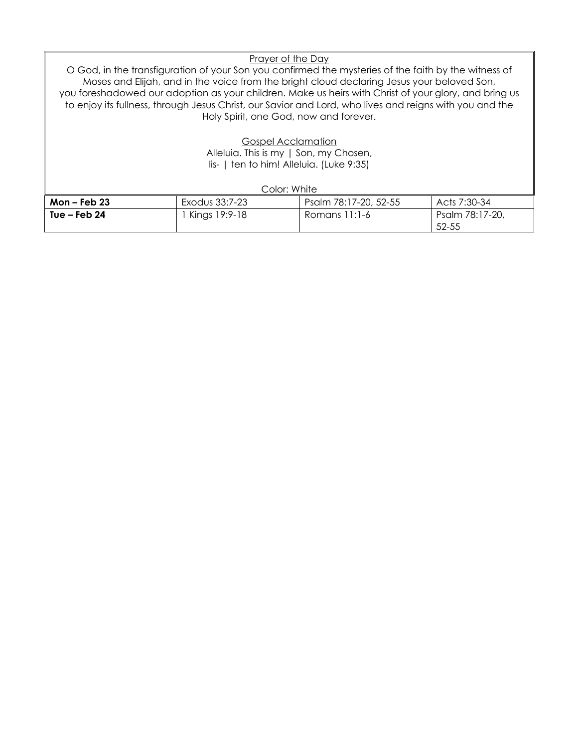Prayer of the Day

O God, in the transfiguration of your Son you confirmed the mysteries of the faith by the witness of Moses and Elijah, and in the voice from the bright cloud declaring Jesus your beloved Son, you foreshadowed our adoption as your children. Make us heirs with Christ of your glory, and bring us to enjoy its fullness, through Jesus Christ, our Savior and Lord, who lives and reigns with you and the Holy Spirit, one God, now and forever.

Gospel Acclamation

Alleluia. This is my | Son, my Chosen,
lis- | ten to him! Alleluia. (Luke 9:35)

Color: White

| | | | |
|---|---|---|---|
| **Mon – Feb 23** | Exodus 33:7-23 | Psalm 78:17-20, 52-55 | Acts 7:30-34 |
| **Tue – Feb 24** | 1 Kings 19:9-18 | Romans 11:1-6 | Psalm 78:17-20, 52-55 |